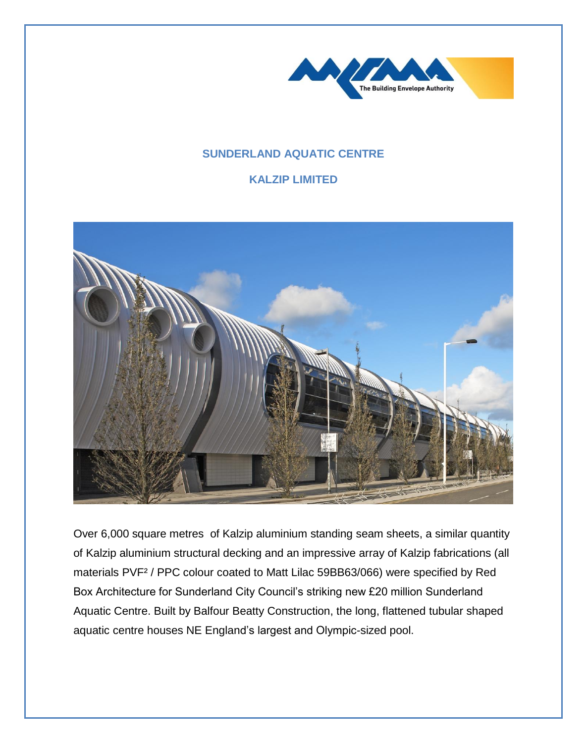# SUNDERLAND AQUATIC CENTRE

## KALZIP LIMITED

Over 6,000 square metres of Kalzip aluminium standing seam sheets, a similar quantity of Kalzip aluminium structural decking and an impressive array of Kalzip fabrications (all materials PVF² / PPC colour coated to Matt Lilac 59BB63/066) were specified by Red Box Architecture for Sunderland City Council's striking new £20 million Sunderland Aquatic Centre. Built by Balfour Beatty Construction, the long, flattened tubular shaped aquatic centre houses NE England's largest and Olympic-sized pool.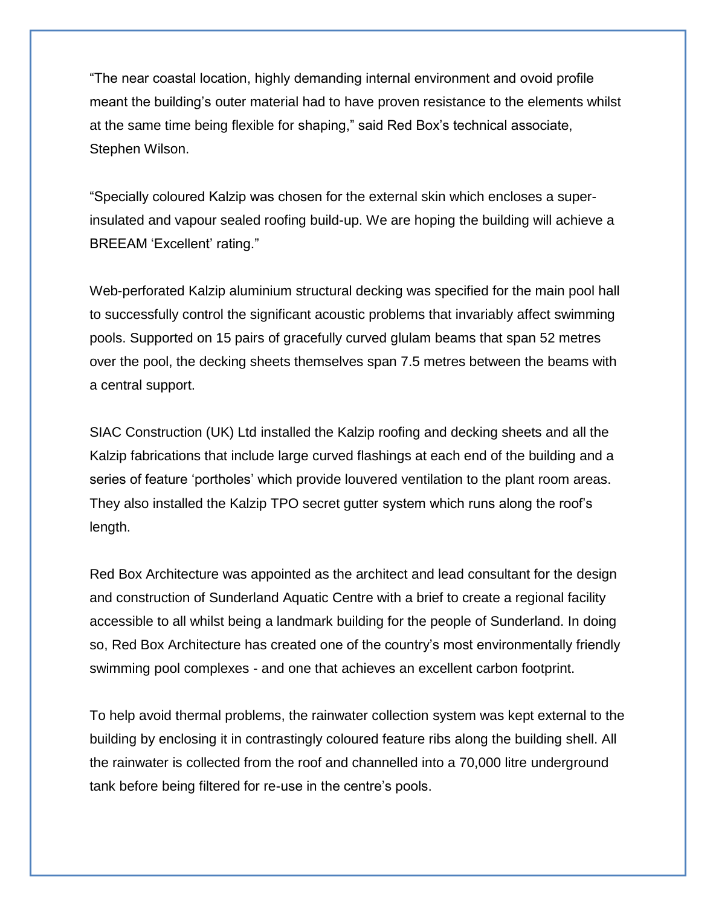"The near coastal location, highly demanding internal environment and ovoid profile meant the building's outer material had to have proven resistance to the elements whilst at the same time being flexible for shaping," said Red Box's technical associate, Stephen Wilson.

"Specially coloured Kalzip was chosen for the external skin which encloses a super-insulated and vapour sealed roofing build-up. We are hoping the building will achieve a BREEAM 'Excellent' rating."

Web-perforated Kalzip aluminium structural decking was specified for the main pool hall to successfully control the significant acoustic problems that invariably affect swimming pools. Supported on 15 pairs of gracefully curved glulam beams that span 52 metres over the pool, the decking sheets themselves span 7.5 metres between the beams with a central support.

SIAC Construction (UK) Ltd installed the Kalzip roofing and decking sheets and all the Kalzip fabrications that include large curved flashings at each end of the building and a series of feature 'portholes' which provide louvered ventilation to the plant room areas. They also installed the Kalzip TPO secret gutter system which runs along the roof's length.

Red Box Architecture was appointed as the architect and lead consultant for the design and construction of Sunderland Aquatic Centre with a brief to create a regional facility accessible to all whilst being a landmark building for the people of Sunderland. In doing so, Red Box Architecture has created one of the country's most environmentally friendly swimming pool complexes - and one that achieves an excellent carbon footprint.

To help avoid thermal problems, the rainwater collection system was kept external to the building by enclosing it in contrastingly coloured feature ribs along the building shell. All the rainwater is collected from the roof and channelled into a 70,000 litre underground tank before being filtered for re-use in the centre's pools.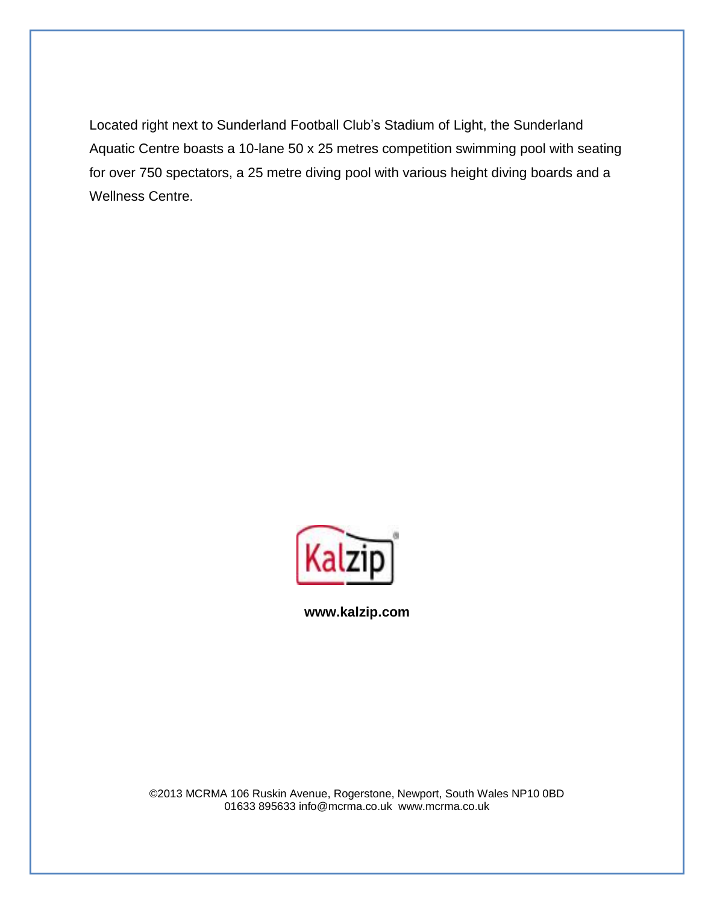Located right next to Sunderland Football Club's Stadium of Light, the Sunderland Aquatic Centre boasts a 10-lane 50 x 25 metres competition swimming pool with seating for over 750 spectators, a 25 metre diving pool with various height diving boards and a Wellness Centre.

Kalzip®

**www.kalzip.com**

©2013 MCRMA 106 Ruskin Avenue, Rogerstone, Newport, South Wales NP10 0BD
01633 895633 info@mcrma.co.uk www.mcrma.co.uk